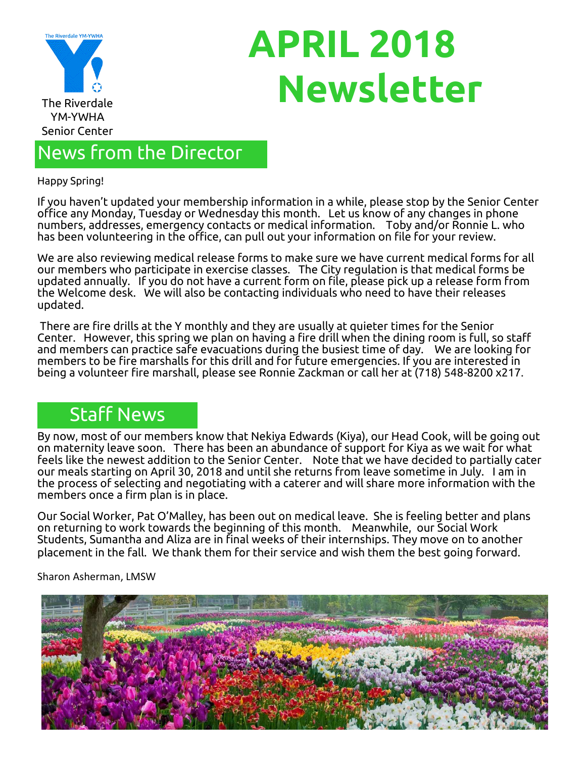The Riverdale YM-YWHA Senior Center

# APRIL 2018 Newsletter

## News from the Director

Happy Spring!

If you haven't updated your membership information in a while, please stop by the Senior Center office any Monday, Tuesday or Wednesday this month. Let us know of any changes in phone numbers, addresses, emergency contacts or medical information. Toby and/or Ronnie L. who has been volunteering in the office, can pull out your information on file for your review.

We are also reviewing medical release forms to make sure we have current medical forms for all our members who participate in exercise classes. The City regulation is that medical forms be updated annually. If you do not have a current form on file, please pick up a release form from the Welcome desk. We will also be contacting individuals who need to have their releases updated.

There are fire drills at the Y monthly and they are usually at quieter times for the Senior Center. However, this spring we plan on having a fire drill when the dining room is full, so staff and members can practice safe evacuations during the busiest time of day. We are looking for members to be fire marshalls for this drill and for future emergencies. If you are interested in being a volunteer fire marshall, please see Ronnie Zackman or call her at (718) 548-8200 x217.

## Staff News

By now, most of our members know that Nekiya Edwards (Kiya), our Head Cook, will be going out on maternity leave soon. There has been an abundance of support for Kiya as we wait for what feels like the newest addition to the Senior Center. Note that we have decided to partially cater our meals starting on April 30, 2018 and until she returns from leave sometime in July. I am in the process of selecting and negotiating with a caterer and will share more information with the members once a firm plan is in place.

Our Social Worker, Pat O'Malley, has been out on medical leave. She is feeling better and plans on returning to work towards the beginning of this month. Meanwhile, our Social Work Students, Sumantha and Aliza are in final weeks of their internships. They move on to another placement in the fall. We thank them for their service and wish them the best going forward.

Sharon Asherman, LMSW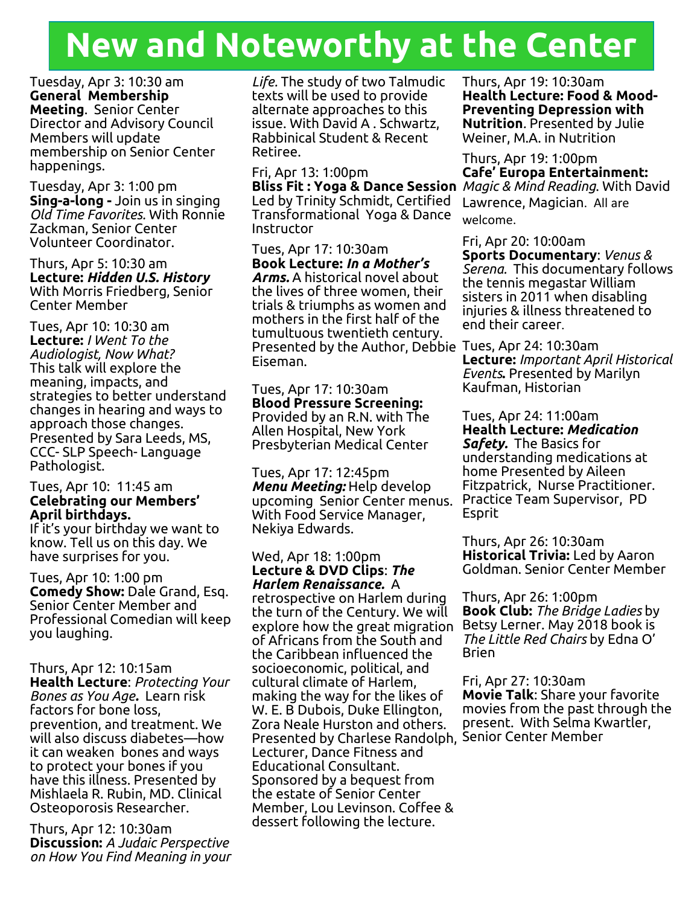# New and Noteworthy at the Center

Tuesday, Apr 3: 10:30 am
**General Membership Meeting**. Senior Center Director and Advisory Council Members will update membership on Senior Center happenings.

Tuesday, Apr 3: 1:00 pm
**Sing-a-long -** Join us in singing *Old Time Favorites.* With Ronnie Zackman, Senior Center Volunteer Coordinator.

Thurs, Apr 5: 10:30 am
**Lecture: *Hidden U.S. History*** With Morris Friedberg, Senior Center Member

Tues, Apr 10: 10:30 am
**Lecture:** *I Went To the Audiologist, Now What?* This talk will explore the meaning, impacts, and strategies to better understand changes in hearing and ways to approach those changes. Presented by Sara Leeds, MS, CCC- SLP Speech- Language Pathologist.

Tues, Apr 10: 11:45 am
**Celebrating our Members' April birthdays.**
If it's your birthday we want to know. Tell us on this day. We have surprises for you.

Tues, Apr 10: 1:00 pm
**Comedy Show:** Dale Grand, Esq. Senior Center Member and Professional Comedian will keep you laughing.

Thurs, Apr 12: 10:15am
**Health Lecture**: *Protecting Your Bones as You Age.* Learn risk factors for bone loss, prevention, and treatment. We will also discuss diabetes—how it can weaken bones and ways to protect your bones if you have this illness. Presented by Mishlaela R. Rubin, MD. Clinical Osteoporosis Researcher.

Thurs, Apr 12: 10:30am
**Discussion:** *A Judaic Perspective on How You Find Meaning in your Life.* The study of two Talmudic texts will be used to provide alternate approaches to this issue. With David A . Schwartz, Rabbinical Student & Recent Retiree.

Fri, Apr 13: 1:00pm
**Bliss Fit : Yoga & Dance Session** Led by Trinity Schmidt, Certified Transformational Yoga & Dance Instructor

Tues, Apr 17: 10:30am
**Book Lecture: *In a Mother's Arms.*** A historical novel about the lives of three women, their trials & triumphs as women and mothers in the first half of the tumultuous twentieth century. Presented by the Author, Debbie Eiseman.

Tues, Apr 17: 10:30am
**Blood Pressure Screening:** Provided by an R.N. with The Allen Hospital, New York Presbyterian Medical Center

Tues, Apr 17: 12:45pm
***Menu Meeting:*** Help develop upcoming Senior Center menus. With Food Service Manager, Nekiya Edwards.

Wed, Apr 18: 1:00pm
**Lecture & DVD Clips**: ***The Harlem Renaissance.*** A retrospective on Harlem during the turn of the Century. We will explore how the great migration of Africans from the South and the Caribbean influenced the socioeconomic, political, and cultural climate of Harlem, making the way for the likes of W. E. B Dubois, Duke Ellington, Zora Neale Hurston and others. Presented by Charlese Randolph, Lecturer, Dance Fitness and Educational Consultant. Sponsored by a bequest from the estate of Senior Center Member, Lou Levinson. Coffee & dessert following the lecture.

Thurs, Apr 19: 10:30am
**Health Lecture: Food & Mood- Preventing Depression with Nutrition**. Presented by Julie Weiner, M.A. in Nutrition

Thurs, Apr 19: 1:00pm
**Cafe' Europa Entertainment:** *Magic & Mind Reading.* With David Lawrence, Magician. All are welcome.

Fri, Apr 20: 10:00am
**Sports Documentary**: *Venus & Serena.* This documentary follows the tennis megastar William sisters in 2011 when disabling injuries & illness threatened to end their career.

Tues, Apr 24: 10:30am
**Lecture:** *Important April Historical Events.* Presented by Marilyn Kaufman, Historian

Tues, Apr 24: 11:00am
**Health Lecture: *Medication Safety.*** The Basics for understanding medications at home Presented by Aileen Fitzpatrick, Nurse Practitioner. Practice Team Supervisor, PD Esprit

Thurs, Apr 26: 10:30am
**Historical Trivia:** Led by Aaron Goldman. Senior Center Member

Thurs, Apr 26: 1:00pm
**Book Club:** *The Bridge Ladies* by Betsy Lerner. May 2018 book is *The Little Red Chairs* by Edna O' Brien

Fri, Apr 27: 10:30am
**Movie Talk**: Share your favorite movies from the past through the present. With Selma Kwartler, Senior Center Member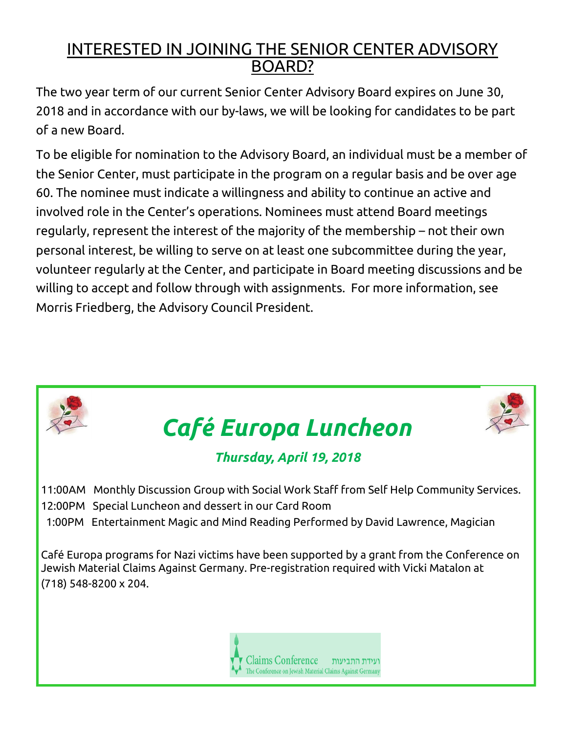## INTERESTED IN JOINING THE SENIOR CENTER ADVISORY BOARD?

The two year term of our current Senior Center Advisory Board expires on June 30, 2018 and in accordance with our by-laws, we will be looking for candidates to be part of a new Board.

To be eligible for nomination to the Advisory Board, an individual must be a member of the Senior Center, must participate in the program on a regular basis and be over age 60. The nominee must indicate a willingness and ability to continue an active and involved role in the Center's operations. Nominees must attend Board meetings regularly, represent the interest of the majority of the membership – not their own personal interest, be willing to serve on at least one subcommittee during the year, volunteer regularly at the Center, and participate in Board meeting discussions and be willing to accept and follow through with assignments. For more information, see Morris Friedberg, the Advisory Council President.

# *Café Europa Luncheon*

### *Thursday, April 19, 2018*

11:00AM Monthly Discussion Group with Social Work Staff from Self Help Community Services.
12:00PM Special Luncheon and dessert in our Card Room
1:00PM Entertainment Magic and Mind Reading Performed by David Lawrence, Magician

Café Europa programs for Nazi victims have been supported by a grant from the Conference on Jewish Material Claims Against Germany. Pre-registration required with Vicki Matalon at (718) 548-8200 x 204.

Claims Conference ועידת התביעות
The Conference on Jewish Material Claims Against Germany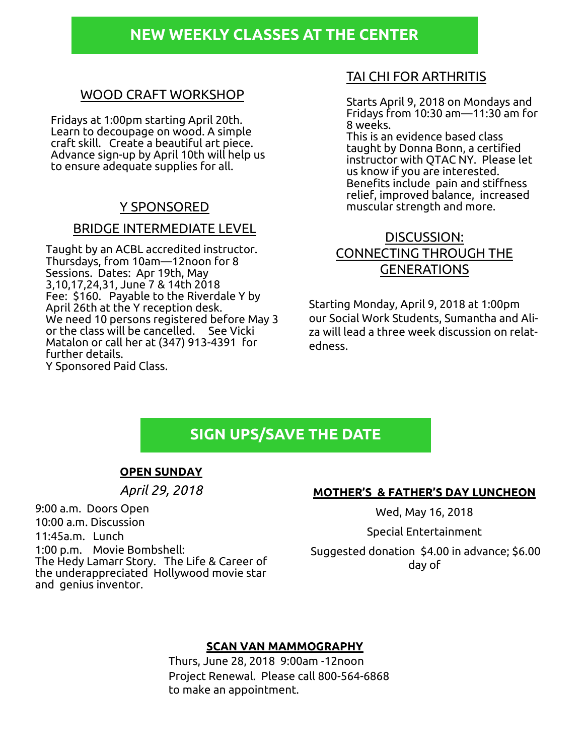## NEW WEEKLY CLASSES AT THE CENTER

### WOOD CRAFT WORKSHOP

Fridays at 1:00pm starting April 20th. Learn to decoupage on wood. A simple craft skill. Create a beautiful art piece. Advance sign-up by April 10th will help us to ensure adequate supplies for all.

### Y SPONSORED

### BRIDGE INTERMEDIATE LEVEL

Taught by an ACBL accredited instructor. Thursdays, from 10am—12noon for 8 Sessions. Dates: Apr 19th, May 3,10,17,24,31, June 7 & 14th 2018
Fee: $160. Payable to the Riverdale Y by April 26th at the Y reception desk.
We need 10 persons registered before May 3 or the class will be cancelled. See Vicki Matalon or call her at (347) 913-4391 for further details.
Y Sponsored Paid Class.

### TAI CHI FOR ARTHRITIS

Starts April 9, 2018 on Mondays and Fridays from 10:30 am—11:30 am for 8 weeks.
This is an evidence based class taught by Donna Bonn, a certified instructor with QTAC NY. Please let us know if you are interested. Benefits include pain and stiffness relief, improved balance, increased muscular strength and more.

### DISCUSSION: CONNECTING THROUGH THE GENERATIONS

Starting Monday, April 9, 2018 at 1:00pm our Social Work Students, Sumantha and Aliza will lead a three week discussion on relatedness.

## SIGN UPS/SAVE THE DATE

**OPEN SUNDAY**

*April 29, 2018*

9:00 a.m. Doors Open
10:00 a.m. Discussion
11:45a.m. Lunch
1:00 p.m. Movie Bombshell: The Hedy Lamarr Story. The Life & Career of the underappreciated Hollywood movie star and genius inventor.

**MOTHER'S & FATHER'S DAY LUNCHEON**

Wed, May 16, 2018

Special Entertainment

Suggested donation $4.00 in advance; $6.00 day of

**SCAN VAN MAMMOGRAPHY**

Thurs, June 28, 2018 9:00am -12noon
Project Renewal. Please call 800-564-6868 to make an appointment.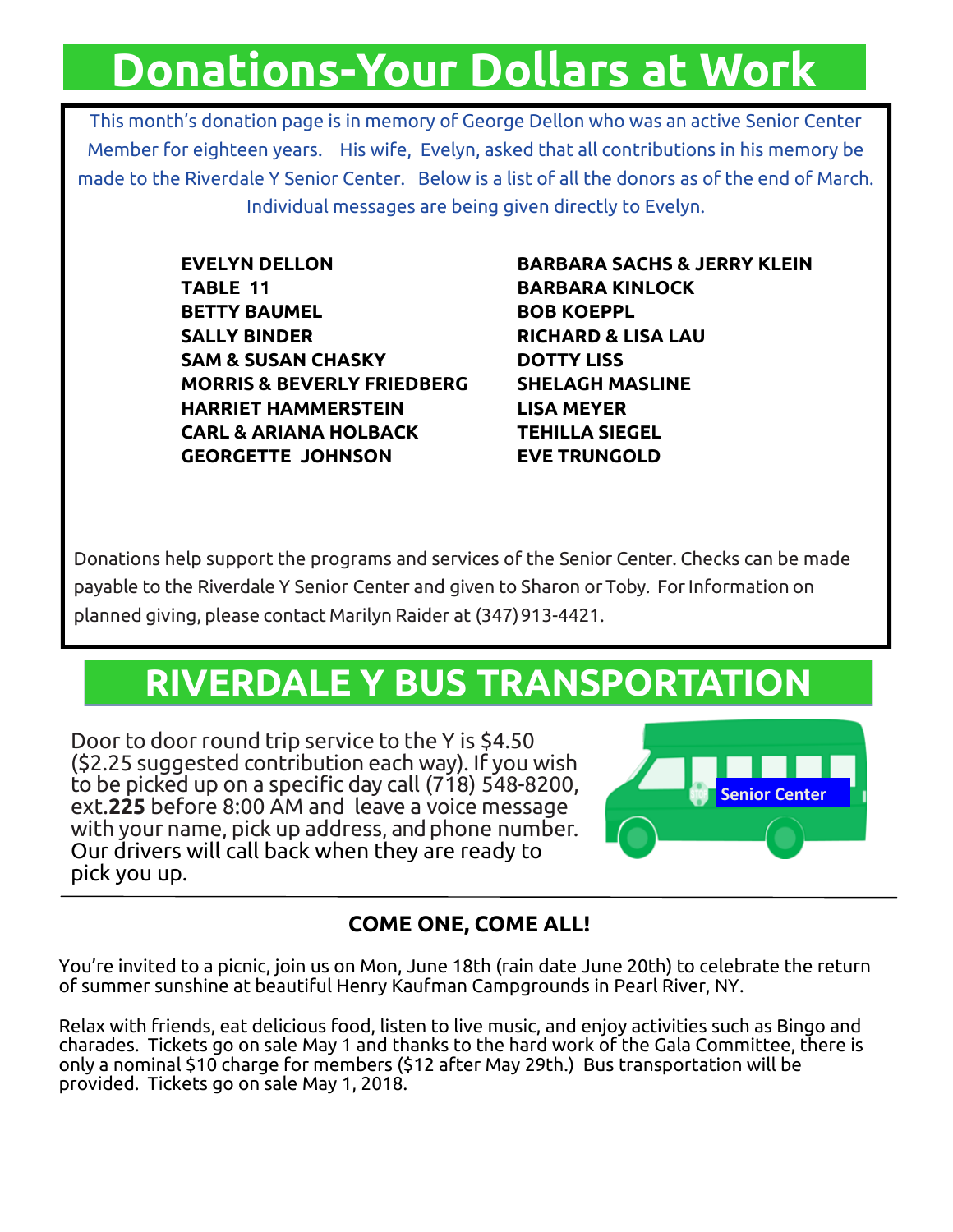# Donations-Your Dollars at Work

This month's donation page is in memory of George Dellon who was an active Senior Center Member for eighteen years. His wife, Evelyn, asked that all contributions in his memory be made to the Riverdale Y Senior Center. Below is a list of all the donors as of the end of March. Individual messages are being given directly to Evelyn.

**EVELYN DELLON**
**TABLE 11**
**BETTY BAUMEL**
**SALLY BINDER**
**SAM & SUSAN CHASKY**
**MORRIS & BEVERLY FRIEDBERG**
**HARRIET HAMMERSTEIN**
**CARL & ARIANA HOLBACK**
**GEORGETTE JOHNSON**
**BARBARA SACHS & JERRY KLEIN**
**BARBARA KINLOCK**
**BOB KOEPPL**
**RICHARD & LISA LAU**
**DOTTY LISS**
**SHELAGH MASLINE**
**LISA MEYER**
**TEHILLA SIEGEL**
**EVE TRUNGOLD**

Donations help support the programs and services of the Senior Center. Checks can be made payable to the Riverdale Y Senior Center and given to Sharon or Toby. For Information on planned giving, please contact Marilyn Raider at (347) 913-4421.

# RIVERDALE Y BUS TRANSPORTATION

Door to door round trip service to the Y is $4.50 ($2.25 suggested contribution each way). If you wish to be picked up on a specific day call (718) 548-8200, ext.**225** before 8:00 AM and leave a voice message with your name, pick up address, and phone number. Our drivers will call back when they are ready to pick you up.

Senior Center

## COME ONE, COME ALL!

You're invited to a picnic, join us on Mon, June 18th (rain date June 20th) to celebrate the return of summer sunshine at beautiful Henry Kaufman Campgrounds in Pearl River, NY.

Relax with friends, eat delicious food, listen to live music, and enjoy activities such as Bingo and charades. Tickets go on sale May 1 and thanks to the hard work of the Gala Committee, there is only a nominal $10 charge for members ($12 after May 29th.) Bus transportation will be provided. Tickets go on sale May 1, 2018.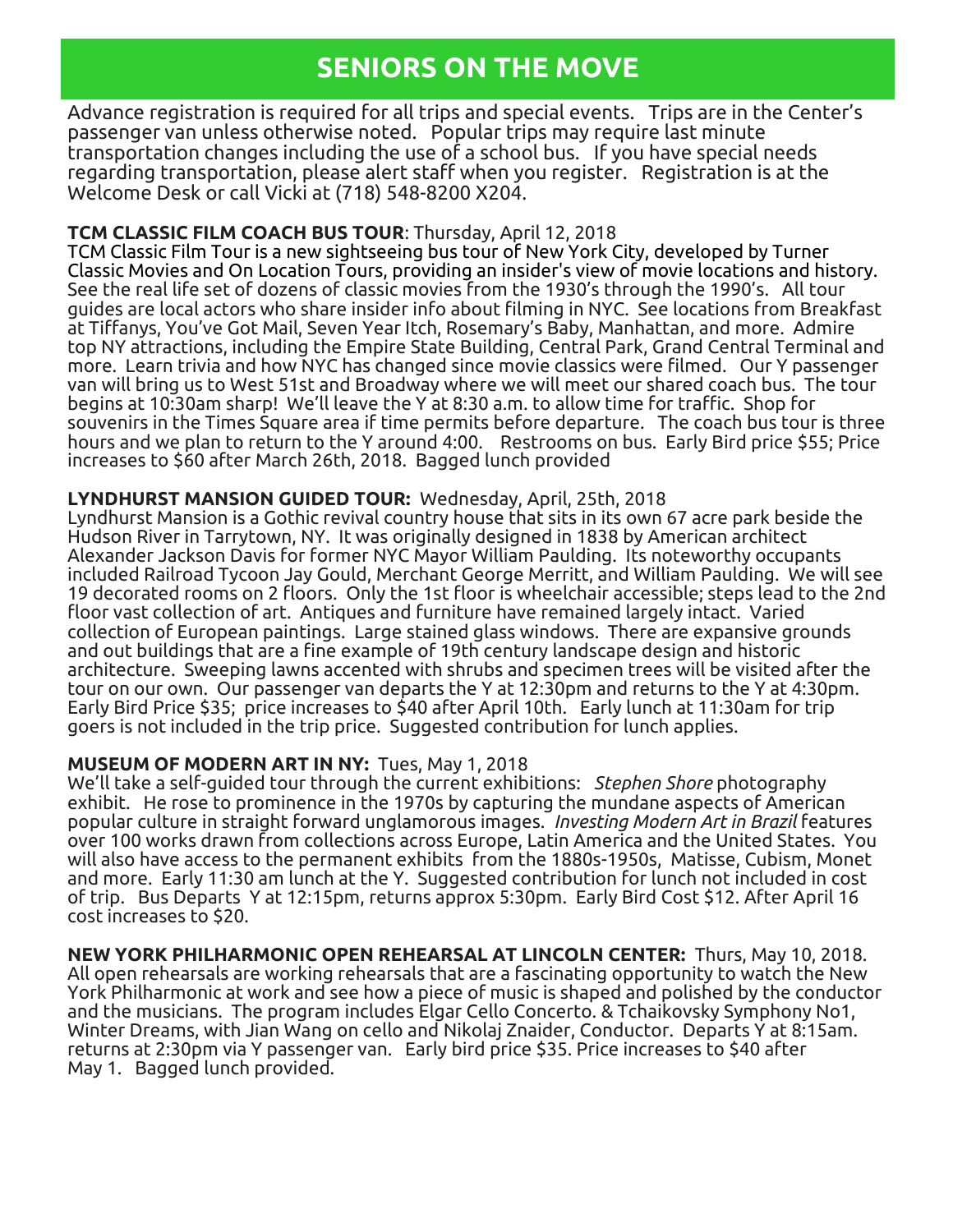# SENIORS ON THE MOVE

Advance registration is required for all trips and special events. Trips are in the Center's passenger van unless otherwise noted. Popular trips may require last minute transportation changes including the use of a school bus. If you have special needs regarding transportation, please alert staff when you register. Registration is at the Welcome Desk or call Vicki at (718) 548-8200 X204.

**TCM CLASSIC FILM COACH BUS TOUR**: Thursday, April 12, 2018
TCM Classic Film Tour is a new sightseeing bus tour of New York City, developed by Turner Classic Movies and On Location Tours, providing an insider's view of movie locations and history. See the real life set of dozens of classic movies from the 1930's through the 1990's. All tour guides are local actors who share insider info about filming in NYC. See locations from Breakfast at Tiffanys, You've Got Mail, Seven Year Itch, Rosemary's Baby, Manhattan, and more. Admire top NY attractions, including the Empire State Building, Central Park, Grand Central Terminal and more. Learn trivia and how NYC has changed since movie classics were filmed. Our Y passenger van will bring us to West 51st and Broadway where we will meet our shared coach bus. The tour begins at 10:30am sharp! We'll leave the Y at 8:30 a.m. to allow time for traffic. Shop for souvenirs in the Times Square area if time permits before departure. The coach bus tour is three hours and we plan to return to the Y around 4:00. Restrooms on bus. Early Bird price $55; Price increases to $60 after March 26th, 2018. Bagged lunch provided

**LYNDHURST MANSION GUIDED TOUR:** Wednesday, April, 25th, 2018
Lyndhurst Mansion is a Gothic revival country house that sits in its own 67 acre park beside the Hudson River in Tarrytown, NY. It was originally designed in 1838 by American architect Alexander Jackson Davis for former NYC Mayor William Paulding. Its noteworthy occupants included Railroad Tycoon Jay Gould, Merchant George Merritt, and William Paulding. We will see 19 decorated rooms on 2 floors. Only the 1st floor is wheelchair accessible; steps lead to the 2nd floor vast collection of art. Antiques and furniture have remained largely intact. Varied collection of European paintings. Large stained glass windows. There are expansive grounds and out buildings that are a fine example of 19th century landscape design and historic architecture. Sweeping lawns accented with shrubs and specimen trees will be visited after the tour on our own. Our passenger van departs the Y at 12:30pm and returns to the Y at 4:30pm. Early Bird Price $35; price increases to $40 after April 10th. Early lunch at 11:30am for trip goers is not included in the trip price. Suggested contribution for lunch applies.

**MUSEUM OF MODERN ART IN NY:** Tues, May 1, 2018
We'll take a self-guided tour through the current exhibitions: *Stephen Shore* photography exhibit. He rose to prominence in the 1970s by capturing the mundane aspects of American popular culture in straight forward unglamorous images. *Investing Modern Art in Brazil* features over 100 works drawn from collections across Europe, Latin America and the United States. You will also have access to the permanent exhibits from the 1880s-1950s, Matisse, Cubism, Monet and more. Early 11:30 am lunch at the Y. Suggested contribution for lunch not included in cost of trip. Bus Departs Y at 12:15pm, returns approx 5:30pm. Early Bird Cost $12. After April 16 cost increases to $20.

**NEW YORK PHILHARMONIC OPEN REHEARSAL AT LINCOLN CENTER:** Thurs, May 10, 2018.
All open rehearsals are working rehearsals that are a fascinating opportunity to watch the New York Philharmonic at work and see how a piece of music is shaped and polished by the conductor and the musicians. The program includes Elgar Cello Concerto. & Tchaikovsky Symphony No1, Winter Dreams, with Jian Wang on cello and Nikolaj Znaider, Conductor. Departs Y at 8:15am. returns at 2:30pm via Y passenger van. Early bird price $35. Price increases to $40 after May 1. Bagged lunch provided.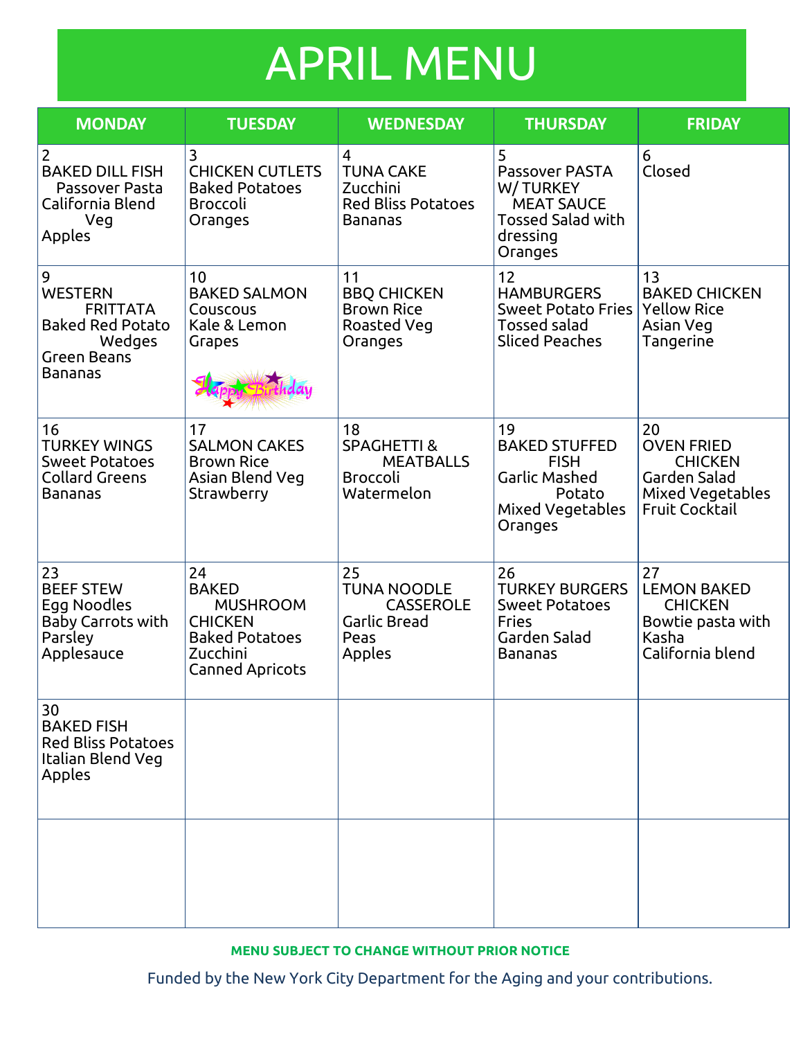# APRIL MENU

| MONDAY | TUESDAY | WEDNESDAY | THURSDAY | FRIDAY |
|---|---|---|---|---|
| 2<br>BAKED DILL FISH<br>Passover Pasta<br>California Blend Veg<br>Apples | 3<br>CHICKEN CUTLETS<br>Baked Potatoes<br>Broccoli<br>Oranges | 4<br>TUNA CAKE<br>Zucchini<br>Red Bliss Potatoes<br>Bananas | 5<br>Passover PASTA W/ TURKEY MEAT SAUCE<br>Tossed Salad with dressing<br>Oranges | 6<br>Closed |
| 9<br>WESTERN FRITTATA<br>Baked Red Potato Wedges<br>Green Beans<br>Bananas | 10<br>BAKED SALMON<br>Couscous<br>Kale & Lemon<br>Grapes<br>Happy Birthday | 11<br>BBQ CHICKEN<br>Brown Rice<br>Roasted Veg<br>Oranges | 12<br>HAMBURGERS<br>Sweet Potato Fries<br>Tossed salad<br>Sliced Peaches | 13<br>BAKED CHICKEN<br>Yellow Rice<br>Asian Veg<br>Tangerine |
| 16<br>TURKEY WINGS<br>Sweet Potatoes<br>Collard Greens<br>Bananas | 17<br>SALMON CAKES<br>Brown Rice<br>Asian Blend Veg<br>Strawberry | 18<br>SPAGHETTI & MEATBALLS<br>Broccoli<br>Watermelon | 19<br>BAKED STUFFED FISH<br>Garlic Mashed Potato<br>Mixed Vegetables<br>Oranges | 20<br>OVEN FRIED CHICKEN<br>Garden Salad<br>Mixed Vegetables<br>Fruit Cocktail |
| 23<br>BEEF STEW<br>Egg Noodles<br>Baby Carrots with Parsley<br>Applesauce | 24<br>BAKED MUSHROOM CHICKEN<br>Baked Potatoes<br>Zucchini<br>Canned Apricots | 25<br>TUNA NOODLE CASSEROLE<br>Garlic Bread<br>Peas<br>Apples | 26<br>TURKEY BURGERS<br>Sweet Potatoes<br>Fries<br>Garden Salad<br>Bananas | 27<br>LEMON BAKED CHICKEN<br>Bowtie pasta with Kasha<br>California blend |
| 30<br>BAKED FISH<br>Red Bliss Potatoes<br>Italian Blend Veg<br>Apples | | | | |
| | | | | |

**MENU SUBJECT TO CHANGE WITHOUT PRIOR NOTICE**

Funded by the New York City Department for the Aging and your contributions.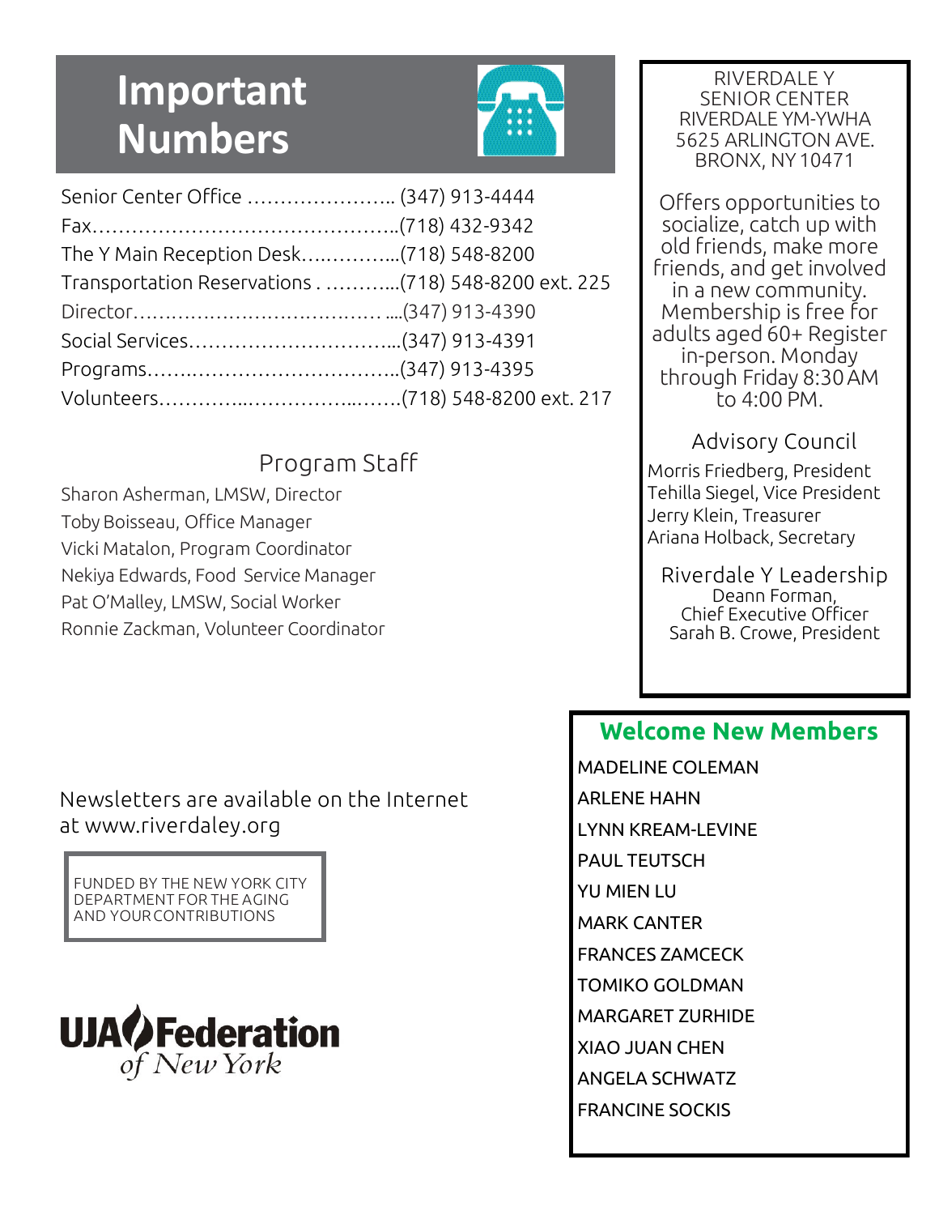# Important Numbers

| | |
|---|---|
| Senior Center Office | (347) 913-4444 |
| Fax | (718) 432-9342 |
| The Y Main Reception Desk | (718) 548-8200 |
| Transportation Reservations | (718) 548-8200 ext. 225 |
| Director | (347) 913-4390 |
| Social Services | (347) 913-4391 |
| Programs | (347) 913-4395 |
| Volunteers | (718) 548-8200 ext. 217 |

## Program Staff

Sharon Asherman, LMSW, Director
Toby Boisseau, Office Manager
Vicki Matalon, Program Coordinator
Nekiya Edwards, Food Service Manager
Pat O'Malley, LMSW, Social Worker
Ronnie Zackman, Volunteer Coordinator

RIVERDALE Y
SENIOR CENTER
RIVERDALE YM-YWHA
5625 ARLINGTON AVE.
BRONX, NY 10471

Offers opportunities to socialize, catch up with old friends, make more friends, and get involved in a new community. Membership is free for adults aged 60+ Register in-person. Monday through Friday 8:30 AM to 4:00 PM.

### Advisory Council

Morris Friedberg, President
Tehilla Siegel, Vice President
Jerry Klein, Treasurer
Ariana Holback, Secretary

### Riverdale Y Leadership

Deann Forman,
Chief Executive Officer
Sarah B. Crowe, President

Newsletters are available on the Internet at www.riverdaley.org

FUNDED BY THE NEW YORK CITY DEPARTMENT FOR THE AGING AND YOUR CONTRIBUTIONS

UJA Federation of New York

## Welcome New Members

MADELINE COLEMAN
ARLENE HAHN
LYNN KREAM-LEVINE
PAUL TEUTSCH
YU MIEN LU
MARK CANTER
FRANCES ZAMCECK
TOMIKO GOLDMAN
MARGARET ZURHIDE
XIAO JUAN CHEN
ANGELA SCHWATZ
FRANCINE SOCKIS